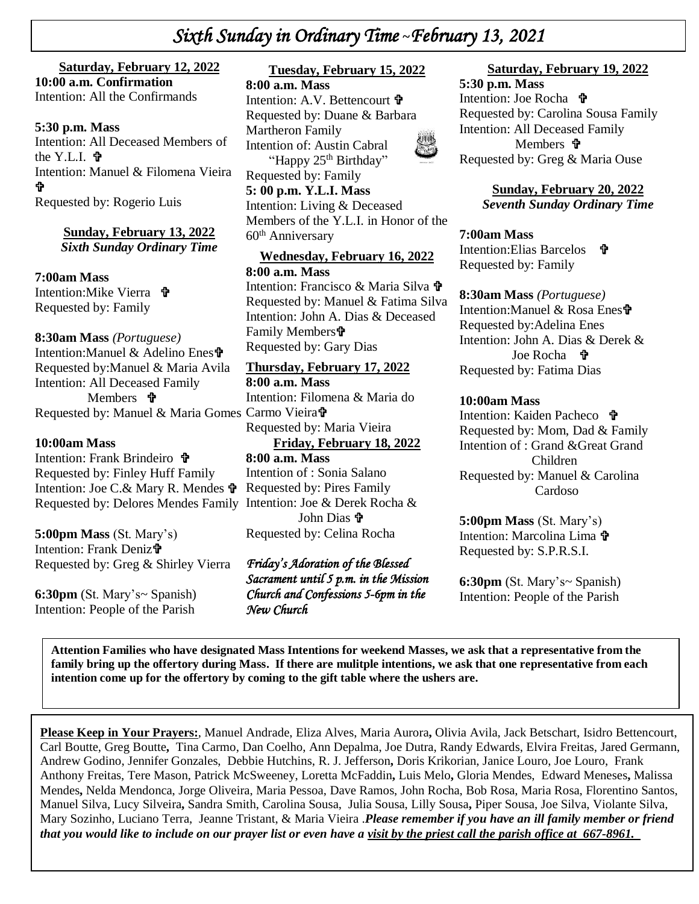# *Sixth Sunday in Ordinary Time ~February 13, 2021*

**Saturday, February 12, 2022**

**10:00 a.m. Confirmation**
Intention: All the Confirmands

**5:30 p.m. Mass**
Intention: All Deceased Members of the Y.L.I. ✞
Intention: Manuel & Filomena Vieira ✞
Requested by: Rogerio Luis

**Sunday, February 13, 2022**
*Sixth Sunday Ordinary Time*

**7:00am Mass**
Intention:Mike Vierra ✞
Requested by: Family

**8:30am Mass** *(Portuguese)*
Intention:Manuel & Adelino Enes✞
Requested by:Manuel & Maria Avila
Intention: All Deceased Family Members ✞
Requested by: Manuel & Maria Gomes

**10:00am Mass**
Intention: Frank Brindeiro ✞
Requested by: Finley Huff Family
Intention: Joe C.& Mary R. Mendes ✞
Requested by: Delores Mendes Family

**5:00pm Mass** (St. Mary's)
Intention: Frank Deniz✞
Requested by: Greg & Shirley Vierra

**6:30pm** (St. Mary's~ Spanish)
Intention: People of the Parish

**Tuesday, February 15, 2022**

**8:00 a.m. Mass**
Intention: A.V. Bettencourt ✞
Requested by: Duane & Barbara Martheron Family
Intention of: Austin Cabral "Happy 25th Birthday"
Requested by: Family

**5: 00 p.m. Y.L.I. Mass**
Intention: Living & Deceased Members of the Y.L.I. in Honor of the 60th Anniversary

**Wednesday, February 16, 2022**

**8:00 a.m. Mass**
Intention: Francisco & Maria Silva ✞
Requested by: Manuel & Fatima Silva
Intention: John A. Dias & Deceased Family Members✞
Requested by: Gary Dias

**Thursday, February 17, 2022**

**8:00 a.m. Mass**
Intention: Filomena & Maria do Carmo Vieira✞
Requested by: Maria Vieira

**Friday, February 18, 2022**

**8:00 a.m. Mass**
Intention of : Sonia Salano
Requested by: Pires Family
Intention: Joe & Derek Rocha & John Dias ✞
Requested by: Celina Rocha

*Friday's Adoration of the Blessed Sacrament until 5 p.m. in the Mission Church and Confessions 5-6pm in the New Church*

**Saturday, February 19, 2022**

**5:30 p.m. Mass**
Intention: Joe Rocha ✞
Requested by: Carolina Sousa Family
Intention: All Deceased Family Members ✞
Requested by: Greg & Maria Ouse

**Sunday, February 20, 2022**
*Seventh Sunday Ordinary Time*

**7:00am Mass**
Intention:Elias Barcelos ✞
Requested by: Family

**8:30am Mass** *(Portuguese)*
Intention:Manuel & Rosa Enes✞
Requested by:Adelina Enes
Intention: John A. Dias & Derek & Joe Rocha ✞
Requested by: Fatima Dias

**10:00am Mass**
Intention: Kaiden Pacheco ✞
Requested by: Mom, Dad & Family
Intention of : Grand &Great Grand Children
Requested by: Manuel & Carolina Cardoso

**5:00pm Mass** (St. Mary's)
Intention: Marcolina Lima ✞
Requested by: S.P.R.S.I.

**6:30pm** (St. Mary's~ Spanish)
Intention: People of the Parish

**Attention Families who have designated Mass Intentions for weekend Masses, we ask that a representative from the family bring up the offertory during Mass. If there are mulitple intentions, we ask that one representative from each intention come up for the offertory by coming to the gift table where the ushers are.**

**Please Keep in Your Prayers:**, Manuel Andrade, Eliza Alves, Maria Aurora**,** Olivia Avila, Jack Betschart, Isidro Bettencourt, Carl Boutte, Greg Boutte**,** Tina Carmo, Dan Coelho, Ann Depalma, Joe Dutra, Randy Edwards, Elvira Freitas, Jared Germann, Andrew Godino, Jennifer Gonzales, Debbie Hutchins, R. J. Jefferson**,** Doris Krikorian, Janice Louro, Joe Louro, Frank Anthony Freitas, Tere Mason, Patrick McSweeney, Loretta McFaddin**,** Luis Melo**,** Gloria Mendes, Edward Meneses**,** Malissa Mendes**,** Nelda Mendonca, Jorge Oliveira, Maria Pessoa, Dave Ramos, John Rocha, Bob Rosa, Maria Rosa, Florentino Santos, Manuel Silva, Lucy Silveira**,** Sandra Smith, Carolina Sousa, Julia Sousa, Lilly Sousa**,** Piper Sousa, Joe Silva, Violante Silva, Mary Sozinho, Luciano Terra, Jeanne Tristant, & Maria Vieira .***Please remember if you have an ill family member or friend that you would like to include on our prayer list or even have a visit by the priest call the parish office at 667-8961.***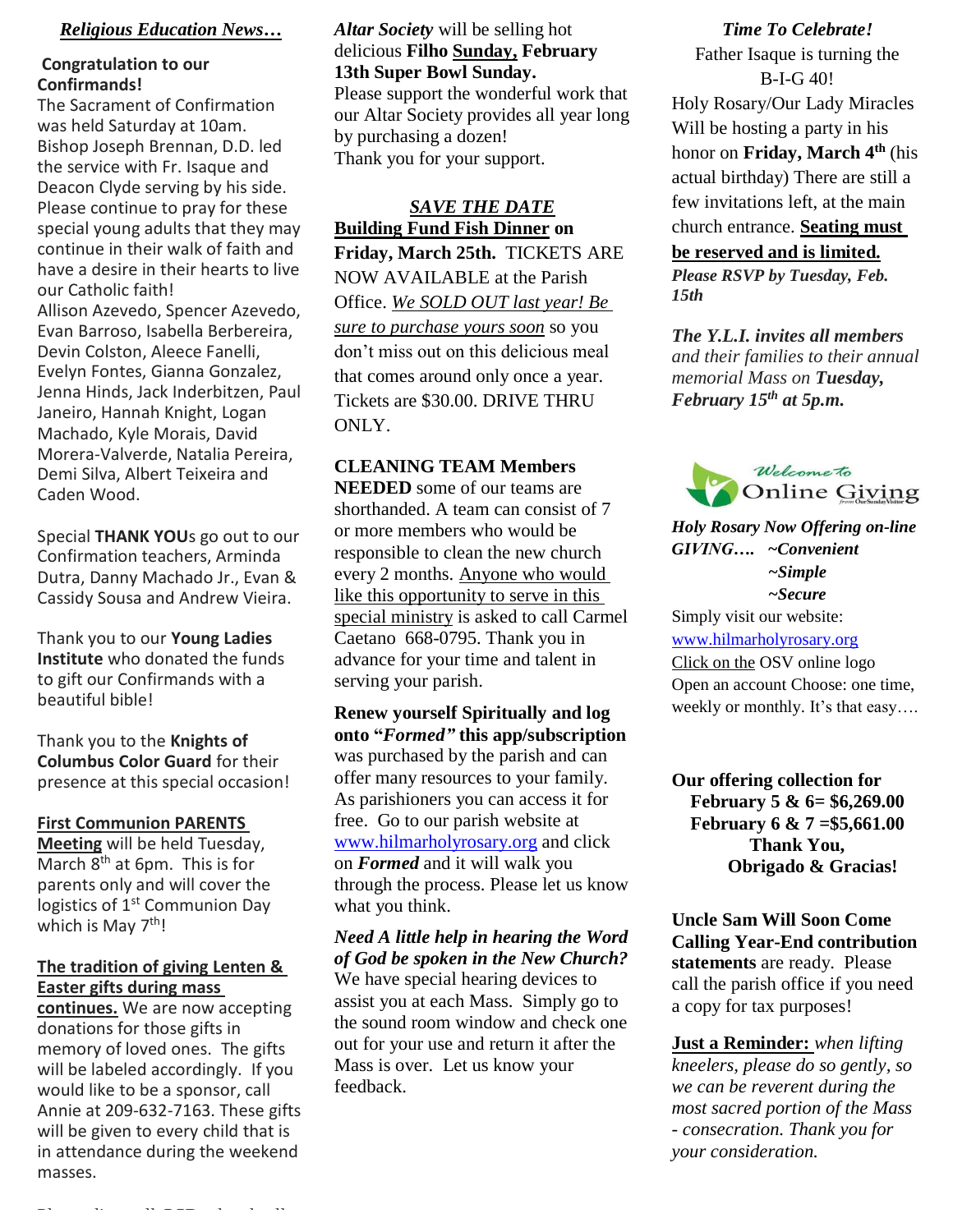## ***Religious Education News…***

**Congratulation to our Confirmands!**

The Sacrament of Confirmation was held Saturday at 10am. Bishop Joseph Brennan, D.D. led the service with Fr. Isaque and Deacon Clyde serving by his side. Please continue to pray for these special young adults that they may continue in their walk of faith and have a desire in their hearts to live our Catholic faith!

Allison Azevedo, Spencer Azevedo, Evan Barroso, Isabella Berbereira, Devin Colston, Aleece Fanelli, Evelyn Fontes, Gianna Gonzalez, Jenna Hinds, Jack Inderbitzen, Paul Janeiro, Hannah Knight, Logan Machado, Kyle Morais, David Morera-Valverde, Natalia Pereira, Demi Silva, Albert Teixeira and Caden Wood.

Special **THANK YOU**s go out to our Confirmation teachers, Arminda Dutra, Danny Machado Jr., Evan & Cassidy Sousa and Andrew Vieira.

Thank you to our **Young Ladies Institute** who donated the funds to gift our Confirmands with a beautiful bible!

Thank you to the **Knights of Columbus Color Guard** for their presence at this special occasion!

**First Communion PARENTS Meeting** will be held Tuesday, March 8th at 6pm. This is for parents only and will cover the logistics of 1st Communion Day which is May 7th!

**The tradition of giving Lenten & Easter gifts during mass continues.** We are now accepting donations for those gifts in memory of loved ones. The gifts will be labeled accordingly. If you would like to be a sponsor, call Annie at 209-632-7163. These gifts will be given to every child that is in attendance during the weekend masses.

***Altar Society*** will be selling hot delicious **Filho Sunday, February 13th Super Bowl Sunday.** Please support the wonderful work that our Altar Society provides all year long by purchasing a dozen! Thank you for your support.

***SAVE THE DATE***

**Building Fund Fish Dinner on Friday, March 25th.** TICKETS ARE NOW AVAILABLE at the Parish Office. *We SOLD OUT last year! Be sure to purchase yours soon* so you don't miss out on this delicious meal that comes around only once a year. Tickets are $30.00. DRIVE THRU ONLY.

**CLEANING TEAM Members NEEDED** some of our teams are shorthanded. A team can consist of 7 or more members who would be responsible to clean the new church every 2 months. Anyone who would like this opportunity to serve in this special ministry is asked to call Carmel Caetano 668-0795. Thank you in advance for your time and talent in serving your parish.

**Renew yourself Spiritually and log onto "*Formed*" this app/subscription** was purchased by the parish and can offer many resources to your family. As parishioners you can access it for free. Go to our parish website at www.hilmarholyrosary.org and click on ***Formed*** and it will walk you through the process. Please let us know what you think.

***Need A little help in hearing the Word of God be spoken in the New Church?*** We have special hearing devices to assist you at each Mass. Simply go to the sound room window and check one out for your use and return it after the Mass is over. Let us know your feedback.

***Time To Celebrate!***

Father Isaque is turning the B-I-G 40!

Holy Rosary/Our Lady Miracles Will be hosting a party in his honor on **Friday, March 4th** (his actual birthday) There are still a few invitations left, at the main church entrance. **Seating must be reserved and is limited.**

***Please RSVP by Tuesday, Feb. 15th***

***The Y.L.I. invites all members** and their families to their annual memorial Mass on **Tuesday, February 15th at 5p.m.***

Welcome to Online Giving

***Holy Rosary Now Offering on-line GIVING…. ~Convenient ~Simple ~Secure***

Simply visit our website: www.hilmarholyrosary.org

Click on the OSV online logo

Open an account Choose: one time, weekly or monthly. It's that easy….

**Our offering collection for**
**February 5 & 6= $6,269.00**
**February 6 & 7 =$5,661.00**
**Thank You,**
**Obrigado & Gracias!**

**Uncle Sam Will Soon Come Calling Year-End contribution statements** are ready. Please call the parish office if you need a copy for tax purposes!

**Just a Reminder:** *when lifting kneelers, please do so gently, so we can be reverent during the most sacred portion of the Mass - consecration. Thank you for your consideration.*